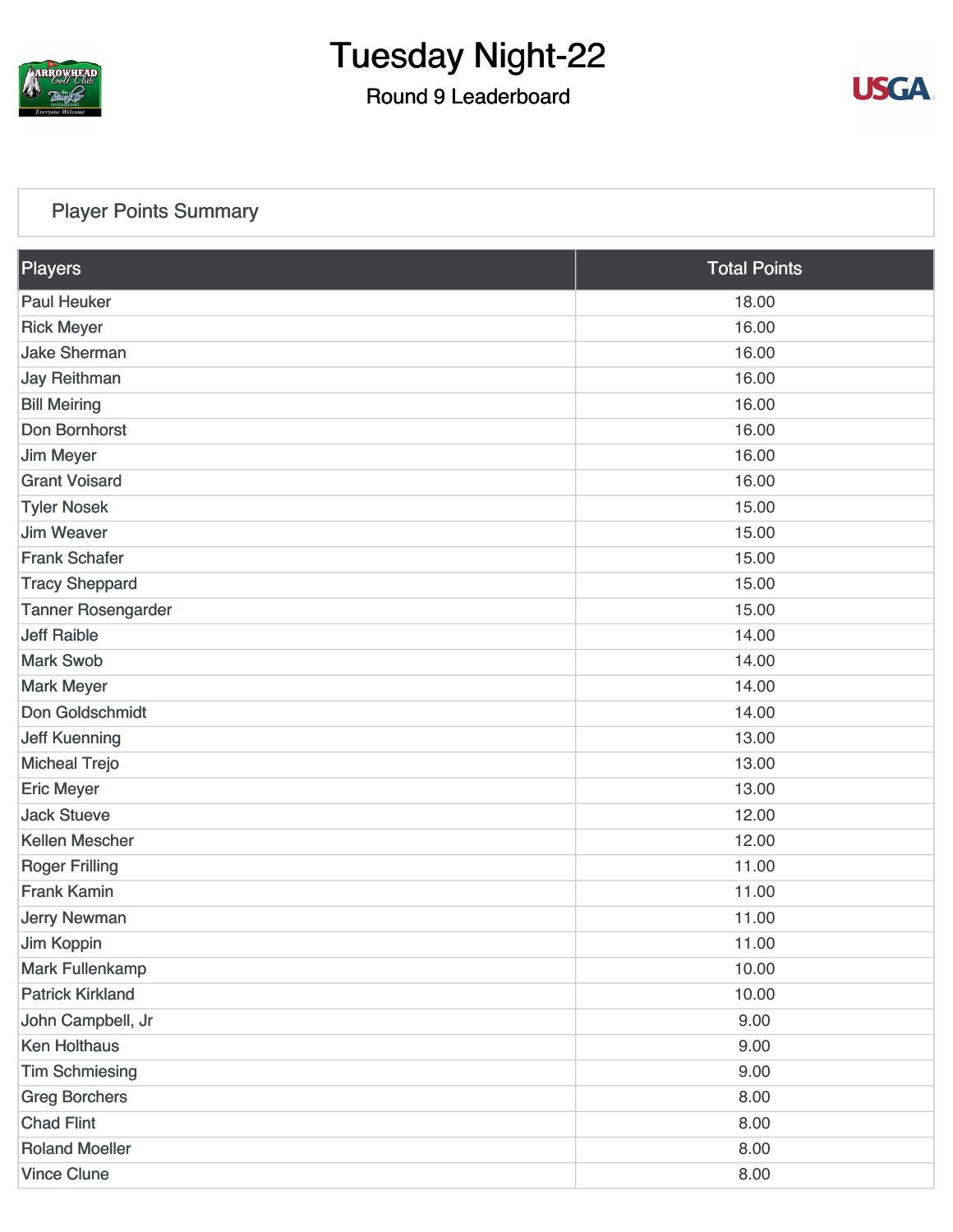# Tuesday Night-22

## Round 9 Leaderboard

### Player Points Summary

| Players | Total Points |
|---|---|
| Paul Heuker | 18.00 |
| Rick Meyer | 16.00 |
| Jake Sherman | 16.00 |
| Jay Reithman | 16.00 |
| Bill Meiring | 16.00 |
| Don Bornhorst | 16.00 |
| Jim Meyer | 16.00 |
| Grant Voisard | 16.00 |
| Tyler Nosek | 15.00 |
| Jim Weaver | 15.00 |
| Frank Schafer | 15.00 |
| Tracy Sheppard | 15.00 |
| Tanner Rosengarder | 15.00 |
| Jeff Raible | 14.00 |
| Mark Swob | 14.00 |
| Mark Meyer | 14.00 |
| Don Goldschmidt | 14.00 |
| Jeff Kuenning | 13.00 |
| Micheal Trejo | 13.00 |
| Eric Meyer | 13.00 |
| Jack Stueve | 12.00 |
| Kellen Mescher | 12.00 |
| Roger Frilling | 11.00 |
| Frank Kamin | 11.00 |
| Jerry Newman | 11.00 |
| Jim Koppin | 11.00 |
| Mark Fullenkamp | 10.00 |
| Patrick Kirkland | 10.00 |
| John Campbell, Jr | 9.00 |
| Ken Holthaus | 9.00 |
| Tim Schmiesing | 9.00 |
| Greg Borchers | 8.00 |
| Chad Flint | 8.00 |
| Roland Moeller | 8.00 |
| Vince Clune | 8.00 |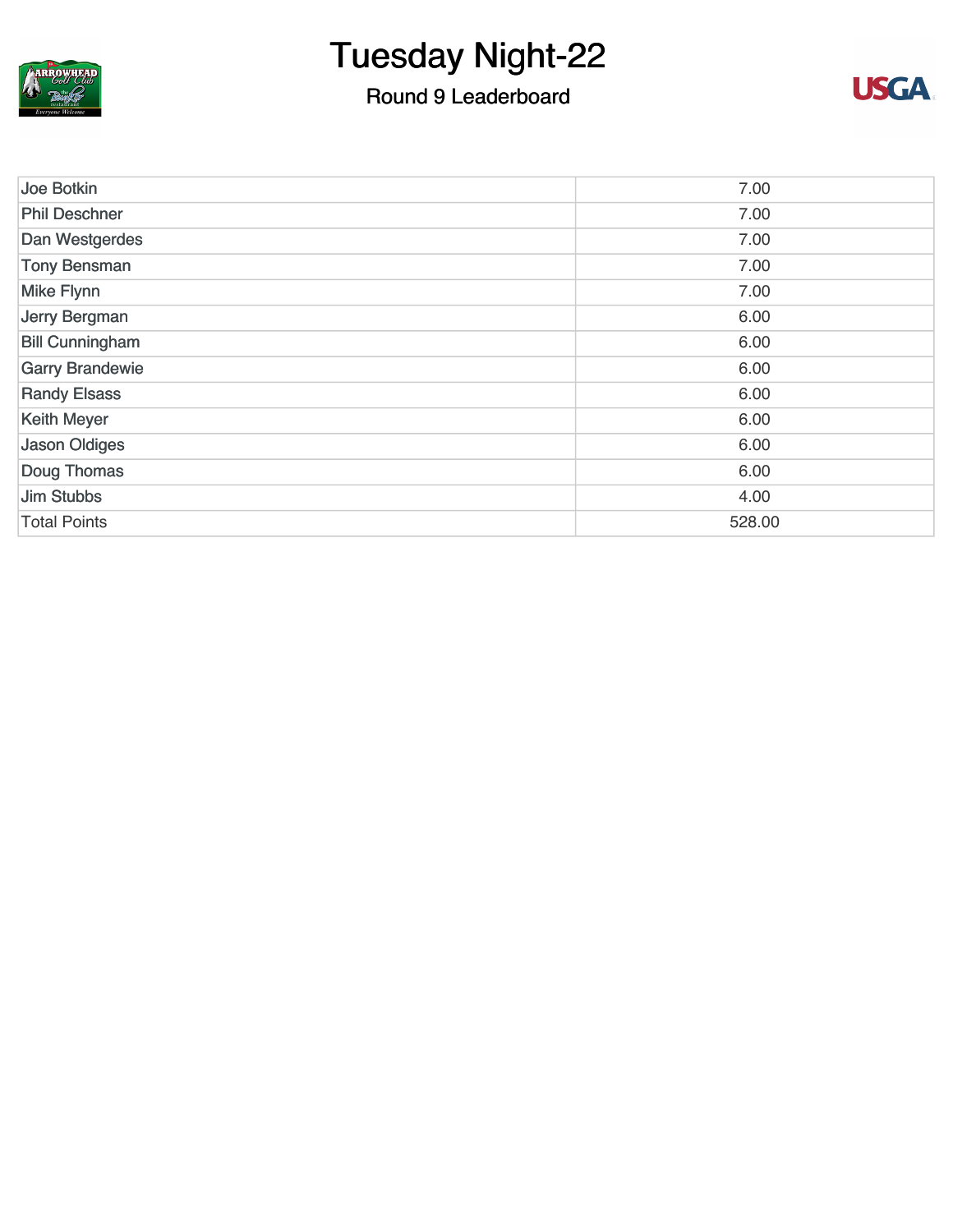# Tuesday Night-22

## Round 9 Leaderboard

| | |
|---|---|
| Joe Botkin | 7.00 |
| Phil Deschner | 7.00 |
| Dan Westgerdes | 7.00 |
| Tony Bensman | 7.00 |
| Mike Flynn | 7.00 |
| Jerry Bergman | 6.00 |
| Bill Cunningham | 6.00 |
| Garry Brandewie | 6.00 |
| Randy Elsass | 6.00 |
| Keith Meyer | 6.00 |
| Jason Oldiges | 6.00 |
| Doug Thomas | 6.00 |
| Jim Stubbs | 4.00 |
| Total Points | 528.00 |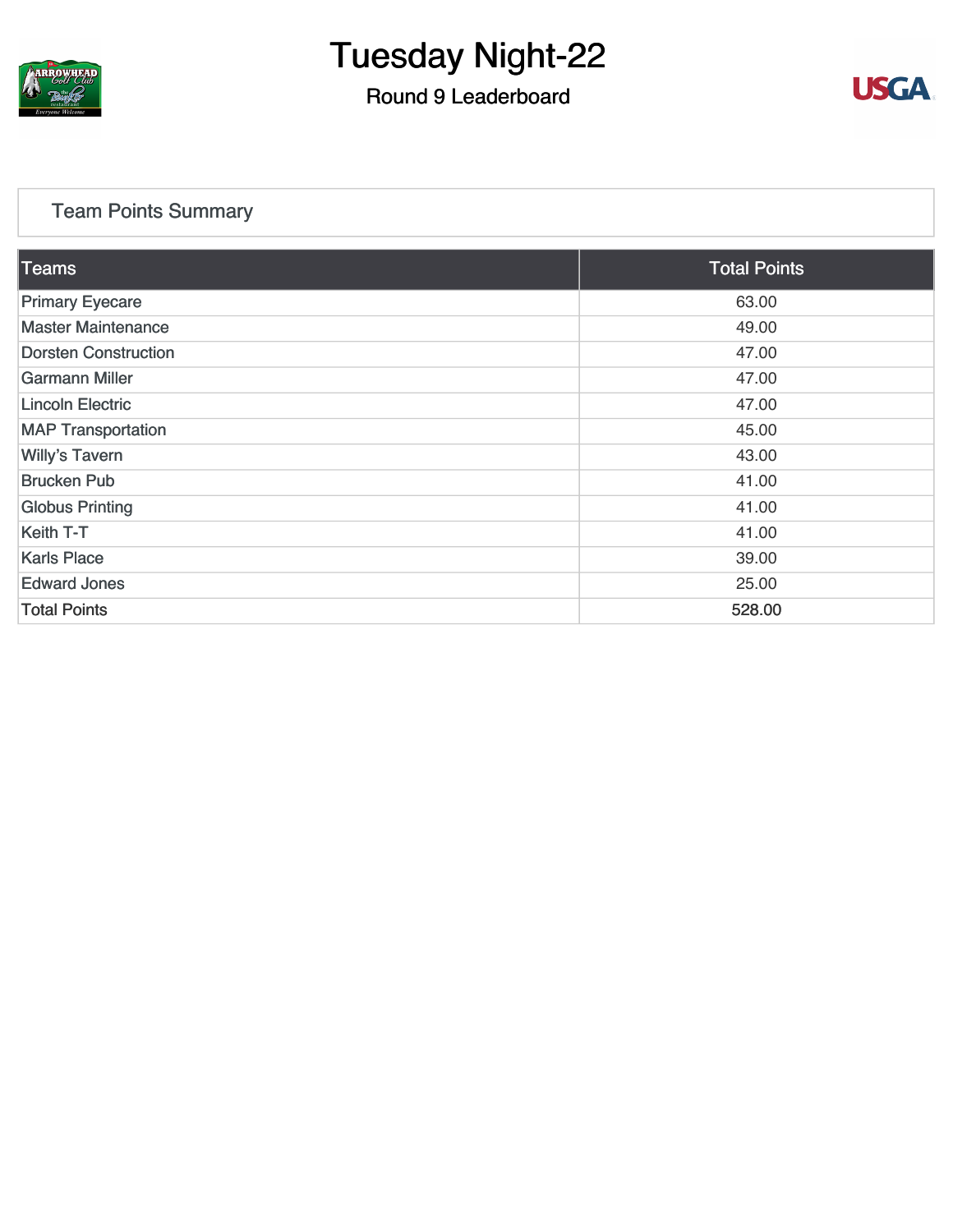# Tuesday Night-22

## Round 9 Leaderboard

### Team Points Summary

| Teams | Total Points |
|---|---|
| Primary Eyecare | 63.00 |
| Master Maintenance | 49.00 |
| Dorsten Construction | 47.00 |
| Garmann Miller | 47.00 |
| Lincoln Electric | 47.00 |
| MAP Transportation | 45.00 |
| Willy's Tavern | 43.00 |
| Brucken Pub | 41.00 |
| Globus Printing | 41.00 |
| Keith T-T | 41.00 |
| Karls Place | 39.00 |
| Edward Jones | 25.00 |
| Total Points | 528.00 |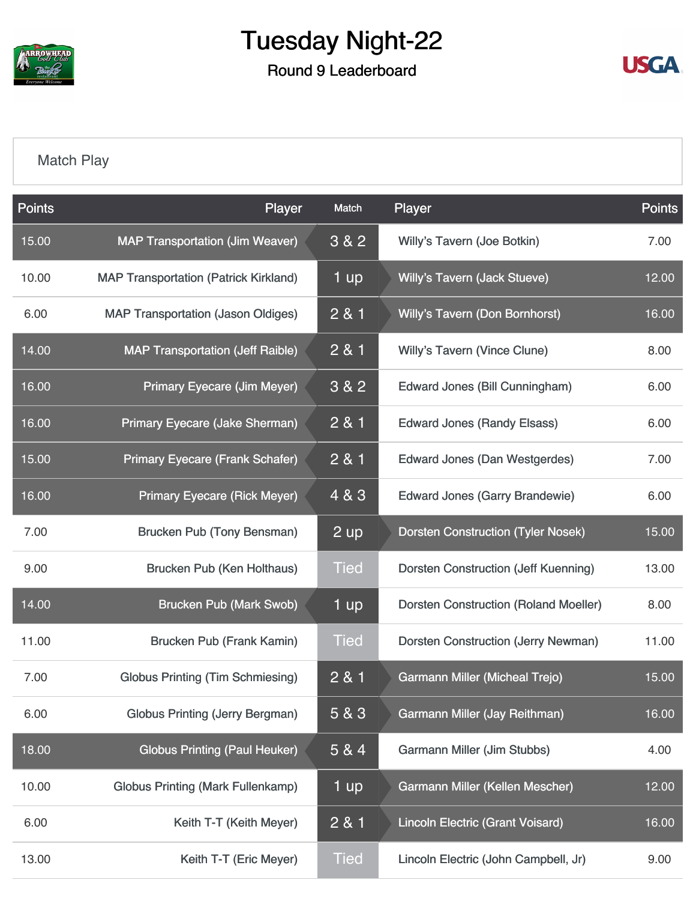# Tuesday Night-22

## Round 9 Leaderboard

Match Play

| Points | Player | Match | Player | Points |
|---|---|---|---|---|
| 15.00 | MAP Transportation (Jim Weaver) | 3 & 2 | Willy's Tavern (Joe Botkin) | 7.00 |
| 10.00 | MAP Transportation (Patrick Kirkland) | 1 up | Willy's Tavern (Jack Stueve) | 12.00 |
| 6.00 | MAP Transportation (Jason Oldiges) | 2 & 1 | Willy's Tavern (Don Bornhorst) | 16.00 |
| 14.00 | MAP Transportation (Jeff Raible) | 2 & 1 | Willy's Tavern (Vince Clune) | 8.00 |
| 16.00 | Primary Eyecare (Jim Meyer) | 3 & 2 | Edward Jones (Bill Cunningham) | 6.00 |
| 16.00 | Primary Eyecare (Jake Sherman) | 2 & 1 | Edward Jones (Randy Elsass) | 6.00 |
| 15.00 | Primary Eyecare (Frank Schafer) | 2 & 1 | Edward Jones (Dan Westgerdes) | 7.00 |
| 16.00 | Primary Eyecare (Rick Meyer) | 4 & 3 | Edward Jones (Garry Brandewie) | 6.00 |
| 7.00 | Brucken Pub (Tony Bensman) | 2 up | Dorsten Construction (Tyler Nosek) | 15.00 |
| 9.00 | Brucken Pub (Ken Holthaus) | Tied | Dorsten Construction (Jeff Kuenning) | 13.00 |
| 14.00 | Brucken Pub (Mark Swob) | 1 up | Dorsten Construction (Roland Moeller) | 8.00 |
| 11.00 | Brucken Pub (Frank Kamin) | Tied | Dorsten Construction (Jerry Newman) | 11.00 |
| 7.00 | Globus Printing (Tim Schmiesing) | 2 & 1 | Garmann Miller (Micheal Trejo) | 15.00 |
| 6.00 | Globus Printing (Jerry Bergman) | 5 & 3 | Garmann Miller (Jay Reithman) | 16.00 |
| 18.00 | Globus Printing (Paul Heuker) | 5 & 4 | Garmann Miller (Jim Stubbs) | 4.00 |
| 10.00 | Globus Printing (Mark Fullenkamp) | 1 up | Garmann Miller (Kellen Mescher) | 12.00 |
| 6.00 | Keith T-T (Keith Meyer) | 2 & 1 | Lincoln Electric (Grant Voisard) | 16.00 |
| 13.00 | Keith T-T (Eric Meyer) | Tied | Lincoln Electric (John Campbell, Jr) | 9.00 |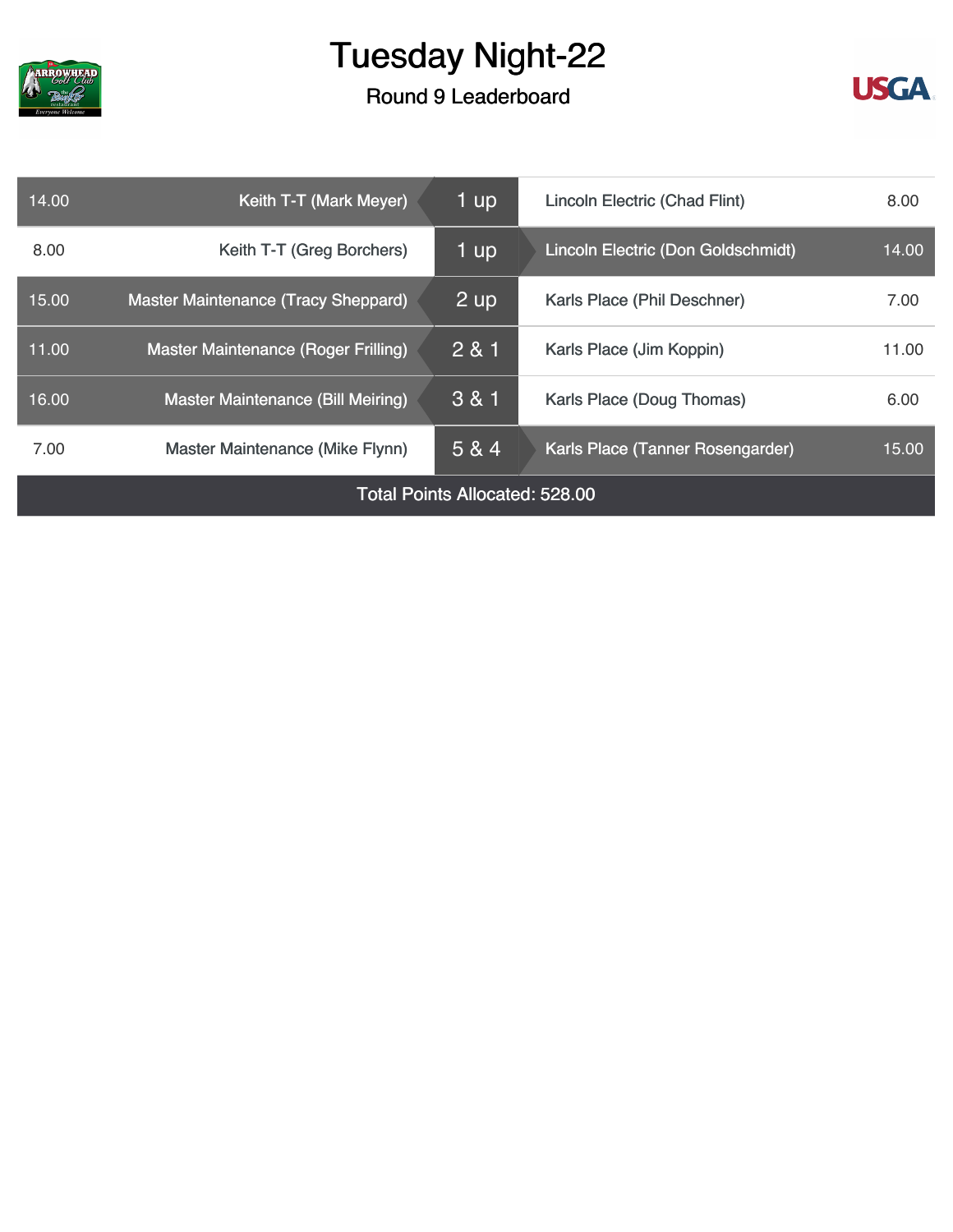# Tuesday Night-22

## Round 9 Leaderboard

| Points | Player | Result | Player | Points |
|---|---|---|---|---|
| 14.00 | Keith T-T (Mark Meyer) | 1 up | Lincoln Electric (Chad Flint) | 8.00 |
| 8.00 | Keith T-T (Greg Borchers) | 1 up | Lincoln Electric (Don Goldschmidt) | 14.00 |
| 15.00 | Master Maintenance (Tracy Sheppard) | 2 up | Karls Place (Phil Deschner) | 7.00 |
| 11.00 | Master Maintenance (Roger Frilling) | 2 & 1 | Karls Place (Jim Koppin) | 11.00 |
| 16.00 | Master Maintenance (Bill Meiring) | 3 & 1 | Karls Place (Doug Thomas) | 6.00 |
| 7.00 | Master Maintenance (Mike Flynn) | 5 & 4 | Karls Place (Tanner Rosengarder) | 15.00 |

Total Points Allocated: 528.00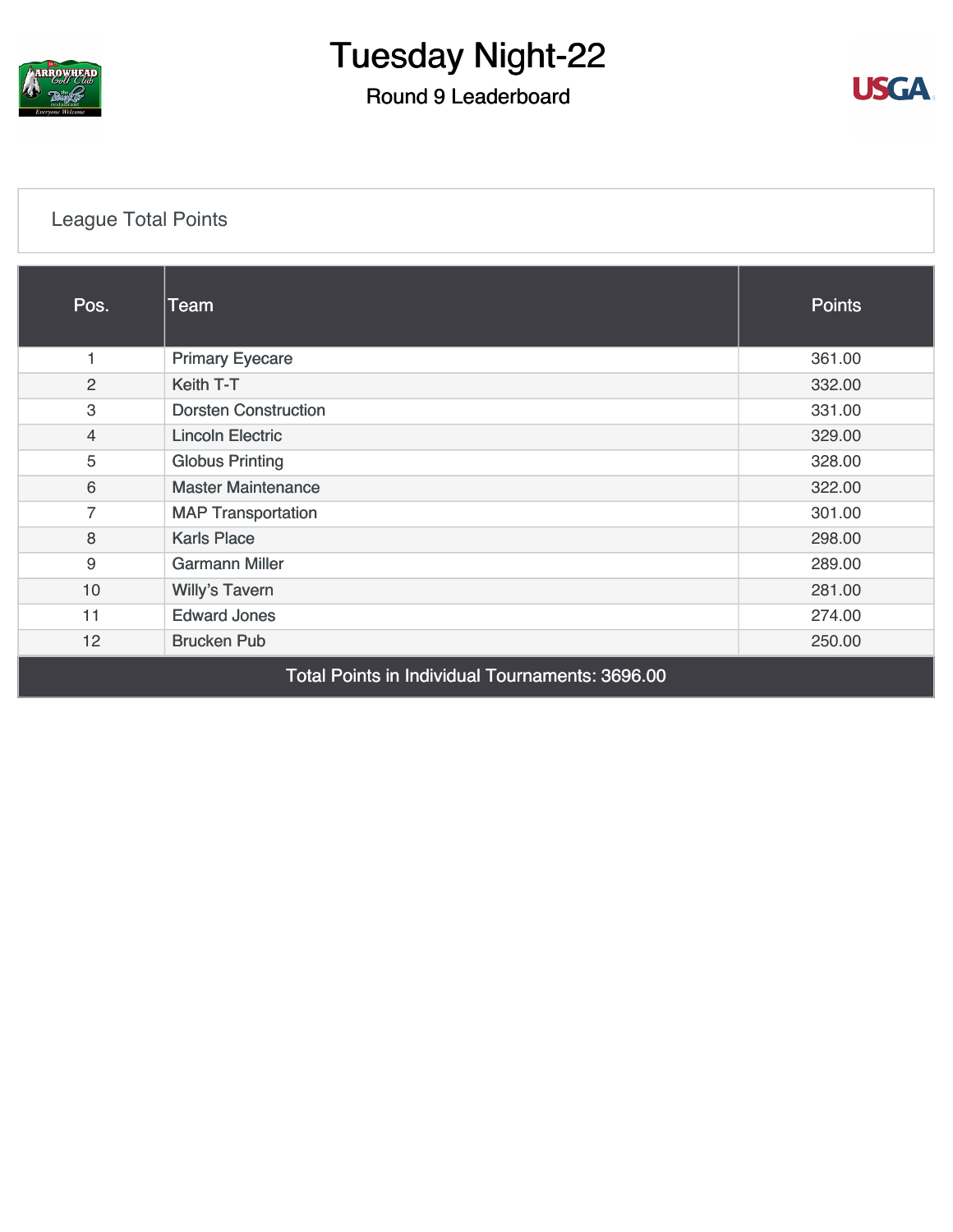# Tuesday Night-22

## Round 9 Leaderboard

League Total Points

| Pos. | Team | Points |
|---|---|---|
| 1 | Primary Eyecare | 361.00 |
| 2 | Keith T-T | 332.00 |
| 3 | Dorsten Construction | 331.00 |
| 4 | Lincoln Electric | 329.00 |
| 5 | Globus Printing | 328.00 |
| 6 | Master Maintenance | 322.00 |
| 7 | MAP Transportation | 301.00 |
| 8 | Karls Place | 298.00 |
| 9 | Garmann Miller | 289.00 |
| 10 | Willy's Tavern | 281.00 |
| 11 | Edward Jones | 274.00 |
| 12 | Brucken Pub | 250.00 |
| Total Points in Individual Tournaments: 3696.00 | | |